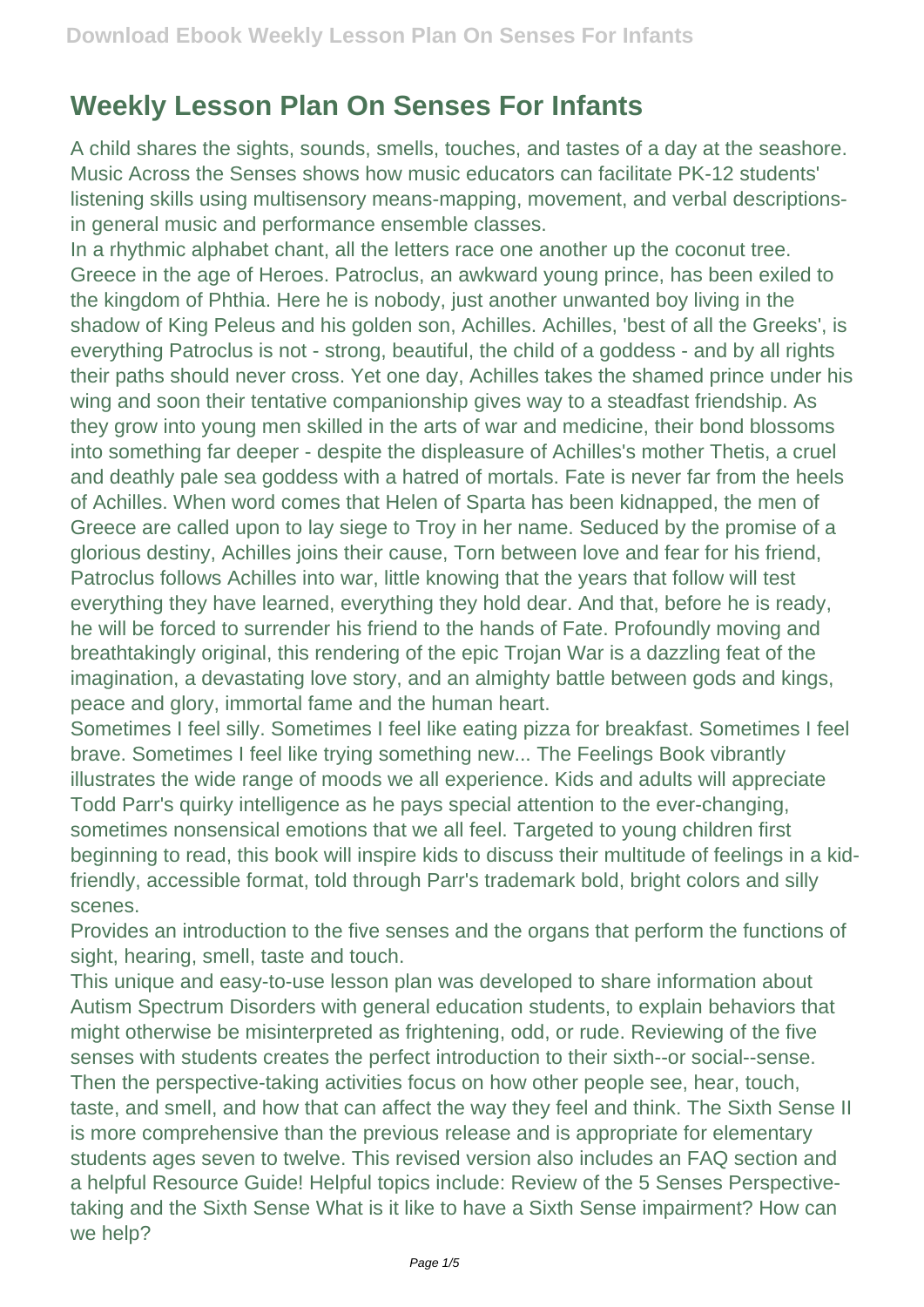# Weekly Lesson Plan On Senses For Infants

A child shares the sights, sounds, smells, touches, and tastes of a day at the seashore. Music Across the Senses shows how music educators can facilitate PK-12 students' listening skills using multisensory means-mapping, movement, and verbal descriptions-in general music and performance ensemble classes.

In a rhythmic alphabet chant, all the letters race one another up the coconut tree.

Greece in the age of Heroes. Patroclus, an awkward young prince, has been exiled to the kingdom of Phthia. Here he is nobody, just another unwanted boy living in the shadow of King Peleus and his golden son, Achilles. Achilles, 'best of all the Greeks', is everything Patroclus is not - strong, beautiful, the child of a goddess - and by all rights their paths should never cross. Yet one day, Achilles takes the shamed prince under his wing and soon their tentative companionship gives way to a steadfast friendship. As they grow into young men skilled in the arts of war and medicine, their bond blossoms into something far deeper - despite the displeasure of Achilles's mother Thetis, a cruel and deathly pale sea goddess with a hatred of mortals. Fate is never far from the heels of Achilles. When word comes that Helen of Sparta has been kidnapped, the men of Greece are called upon to lay siege to Troy in her name. Seduced by the promise of a glorious destiny, Achilles joins their cause, Torn between love and fear for his friend, Patroclus follows Achilles into war, little knowing that the years that follow will test everything they have learned, everything they hold dear. And that, before he is ready, he will be forced to surrender his friend to the hands of Fate. Profoundly moving and breathtakingly original, this rendering of the epic Trojan War is a dazzling feat of the imagination, a devastating love story, and an almighty battle between gods and kings, peace and glory, immortal fame and the human heart.

Sometimes I feel silly. Sometimes I feel like eating pizza for breakfast. Sometimes I feel brave. Sometimes I feel like trying something new... The Feelings Book vibrantly illustrates the wide range of moods we all experience. Kids and adults will appreciate Todd Parr's quirky intelligence as he pays special attention to the ever-changing, sometimes nonsensical emotions that we all feel. Targeted to young children first beginning to read, this book will inspire kids to discuss their multitude of feelings in a kid-friendly, accessible format, told through Parr's trademark bold, bright colors and silly scenes.

Provides an introduction to the five senses and the organs that perform the functions of sight, hearing, smell, taste and touch.

This unique and easy-to-use lesson plan was developed to share information about Autism Spectrum Disorders with general education students, to explain behaviors that might otherwise be misinterpreted as frightening, odd, or rude. Reviewing of the five senses with students creates the perfect introduction to their sixth--or social--sense. Then the perspective-taking activities focus on how other people see, hear, touch, taste, and smell, and how that can affect the way they feel and think. The Sixth Sense II is more comprehensive than the previous release and is appropriate for elementary students ages seven to twelve. This revised version also includes an FAQ section and a helpful Resource Guide! Helpful topics include: Review of the 5 Senses Perspective-taking and the Sixth Sense What is it like to have a Sixth Sense impairment? How can we help?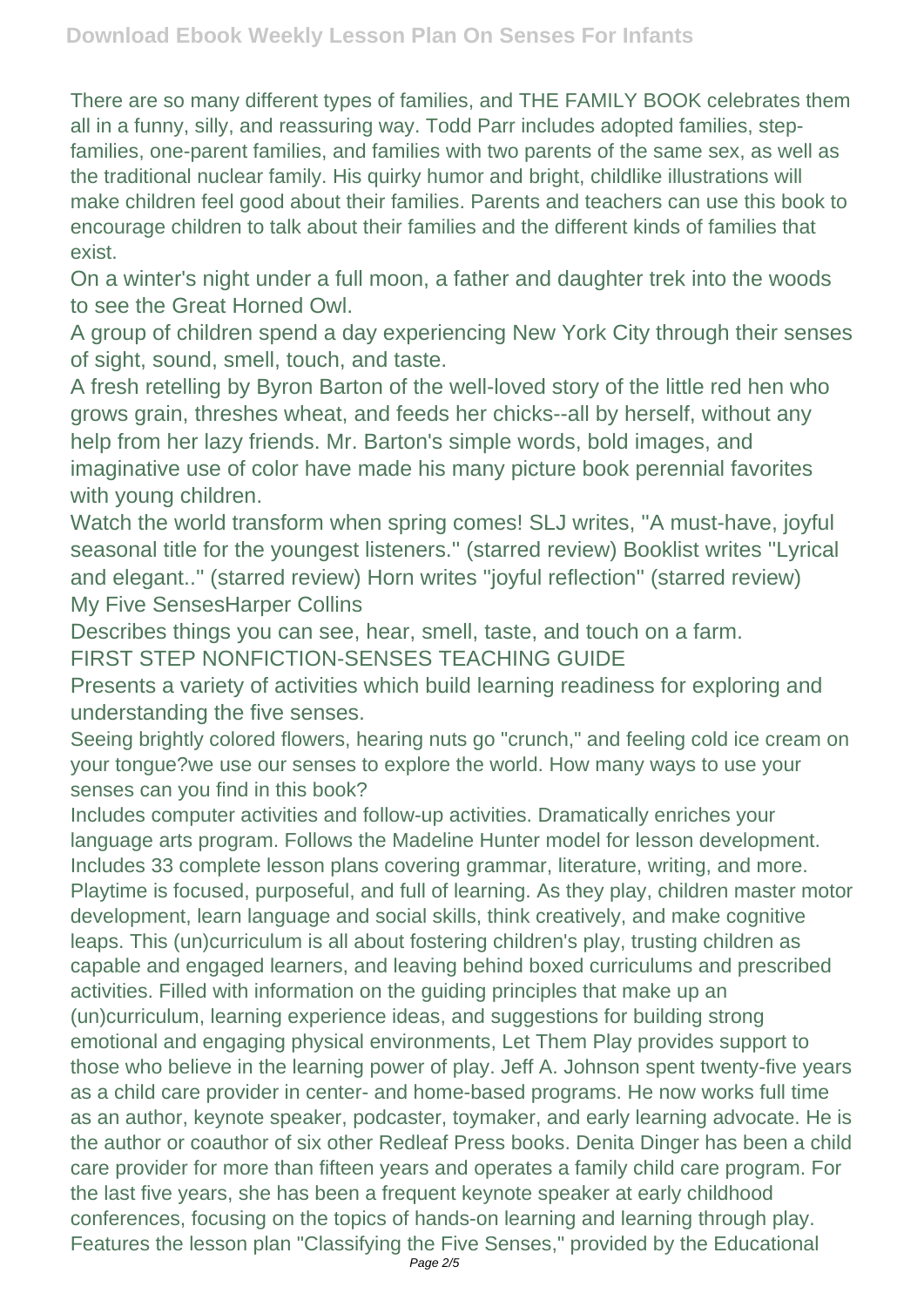There are so many different types of families, and THE FAMILY BOOK celebrates them all in a funny, silly, and reassuring way. Todd Parr includes adopted families, step-families, one-parent families, and families with two parents of the same sex, as well as the traditional nuclear family. His quirky humor and bright, childlike illustrations will make children feel good about their families. Parents and teachers can use this book to encourage children to talk about their families and the different kinds of families that exist.

On a winter's night under a full moon, a father and daughter trek into the woods to see the Great Horned Owl.

A group of children spend a day experiencing New York City through their senses of sight, sound, smell, touch, and taste.

A fresh retelling by Byron Barton of the well-loved story of the little red hen who grows grain, threshes wheat, and feeds her chicks--all by herself, without any help from her lazy friends. Mr. Barton's simple words, bold images, and imaginative use of color have made his many picture book perennial favorites with young children.

Watch the world transform when spring comes! SLJ writes, "A must-have, joyful seasonal title for the youngest listeners." (starred review) Booklist writes "Lyrical and elegant.." (starred review) Horn writes "joyful reflection" (starred review)

My Five SensesHarper Collins

Describes things you can see, hear, smell, taste, and touch on a farm.

FIRST STEP NONFICTION-SENSES TEACHING GUIDE

Presents a variety of activities which build learning readiness for exploring and understanding the five senses.

Seeing brightly colored flowers, hearing nuts go "crunch," and feeling cold ice cream on your tongue?we use our senses to explore the world. How many ways to use your senses can you find in this book?

Includes computer activities and follow-up activities. Dramatically enriches your language arts program. Follows the Madeline Hunter model for lesson development. Includes 33 complete lesson plans covering grammar, literature, writing, and more.

Playtime is focused, purposeful, and full of learning. As they play, children master motor development, learn language and social skills, think creatively, and make cognitive leaps. This (un)curriculum is all about fostering children's play, trusting children as capable and engaged learners, and leaving behind boxed curriculums and prescribed activities. Filled with information on the guiding principles that make up an (un)curriculum, learning experience ideas, and suggestions for building strong emotional and engaging physical environments, Let Them Play provides support to those who believe in the learning power of play. Jeff A. Johnson spent twenty-five years as a child care provider in center- and home-based programs. He now works full time as an author, keynote speaker, podcaster, toymaker, and early learning advocate. He is the author or coauthor of six other Redleaf Press books. Denita Dinger has been a child care provider for more than fifteen years and operates a family child care program. For the last five years, she has been a frequent keynote speaker at early childhood conferences, focusing on the topics of hands-on learning and learning through play.

Features the lesson plan "Classifying the Five Senses," provided by the Educational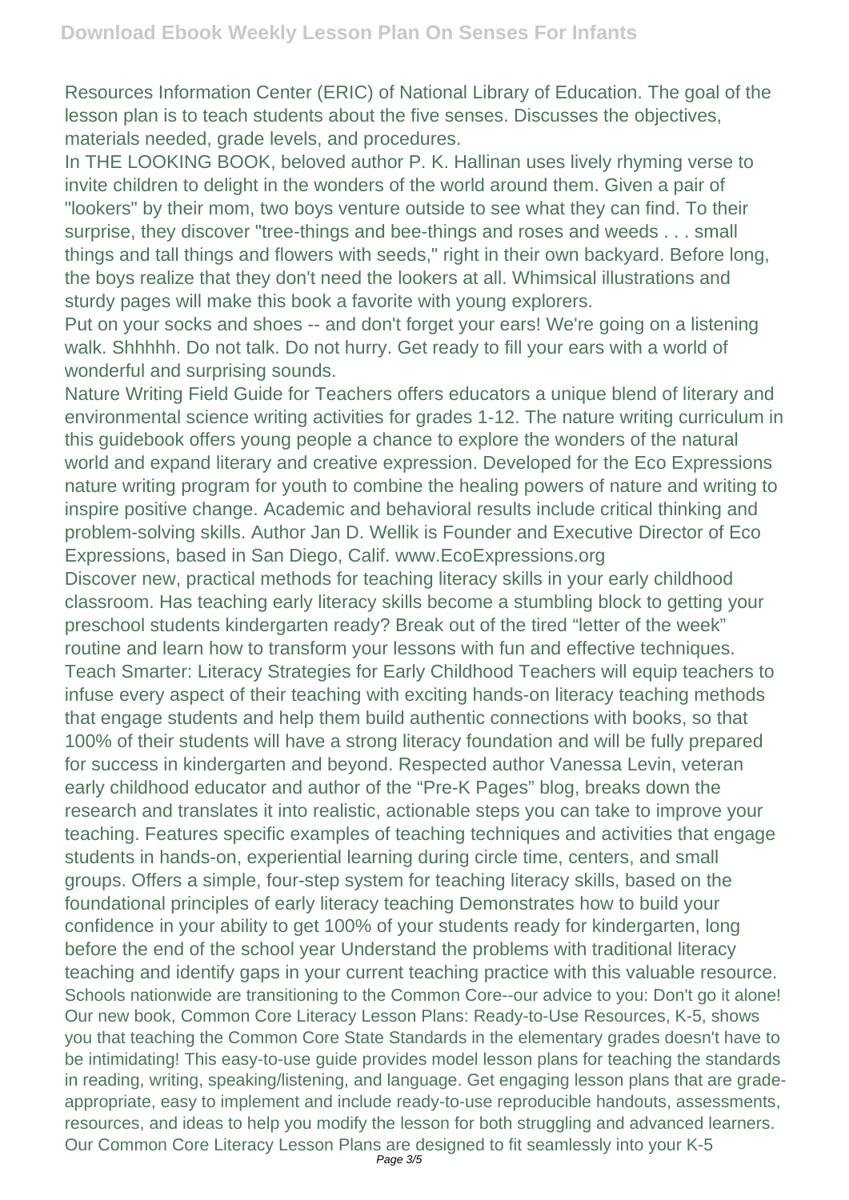Resources Information Center (ERIC) of National Library of Education. The goal of the lesson plan is to teach students about the five senses. Discusses the objectives, materials needed, grade levels, and procedures.

In THE LOOKING BOOK, beloved author P. K. Hallinan uses lively rhyming verse to invite children to delight in the wonders of the world around them. Given a pair of "lookers" by their mom, two boys venture outside to see what they can find. To their surprise, they discover "tree-things and bee-things and roses and weeds . . . small things and tall things and flowers with seeds," right in their own backyard. Before long, the boys realize that they don't need the lookers at all. Whimsical illustrations and sturdy pages will make this book a favorite with young explorers.

Put on your socks and shoes -- and don't forget your ears! We're going on a listening walk. Shhhhh. Do not talk. Do not hurry. Get ready to fill your ears with a world of wonderful and surprising sounds.

Nature Writing Field Guide for Teachers offers educators a unique blend of literary and environmental science writing activities for grades 1-12. The nature writing curriculum in this guidebook offers young people a chance to explore the wonders of the natural world and expand literary and creative expression. Developed for the Eco Expressions nature writing program for youth to combine the healing powers of nature and writing to inspire positive change. Academic and behavioral results include critical thinking and problem-solving skills. Author Jan D. Wellik is Founder and Executive Director of Eco Expressions, based in San Diego, Calif. www.EcoExpressions.org

Discover new, practical methods for teaching literacy skills in your early childhood classroom. Has teaching early literacy skills become a stumbling block to getting your preschool students kindergarten ready? Break out of the tired "letter of the week" routine and learn how to transform your lessons with fun and effective techniques. Teach Smarter: Literacy Strategies for Early Childhood Teachers will equip teachers to infuse every aspect of their teaching with exciting hands-on literacy teaching methods that engage students and help them build authentic connections with books, so that 100% of their students will have a strong literacy foundation and will be fully prepared for success in kindergarten and beyond. Respected author Vanessa Levin, veteran early childhood educator and author of the "Pre-K Pages" blog, breaks down the research and translates it into realistic, actionable steps you can take to improve your teaching. Features specific examples of teaching techniques and activities that engage students in hands-on, experiential learning during circle time, centers, and small groups. Offers a simple, four-step system for teaching literacy skills, based on the foundational principles of early literacy teaching Demonstrates how to build your confidence in your ability to get 100% of your students ready for kindergarten, long before the end of the school year Understand the problems with traditional literacy teaching and identify gaps in your current teaching practice with this valuable resource.

Schools nationwide are transitioning to the Common Core--our advice to you: Don't go it alone! Our new book, Common Core Literacy Lesson Plans: Ready-to-Use Resources, K-5, shows you that teaching the Common Core State Standards in the elementary grades doesn't have to be intimidating! This easy-to-use guide provides model lesson plans for teaching the standards in reading, writing, speaking/listening, and language. Get engaging lesson plans that are grade-appropriate, easy to implement and include ready-to-use reproducible handouts, assessments, resources, and ideas to help you modify the lesson for both struggling and advanced learners. Our Common Core Literacy Lesson Plans are designed to fit seamlessly into your K-5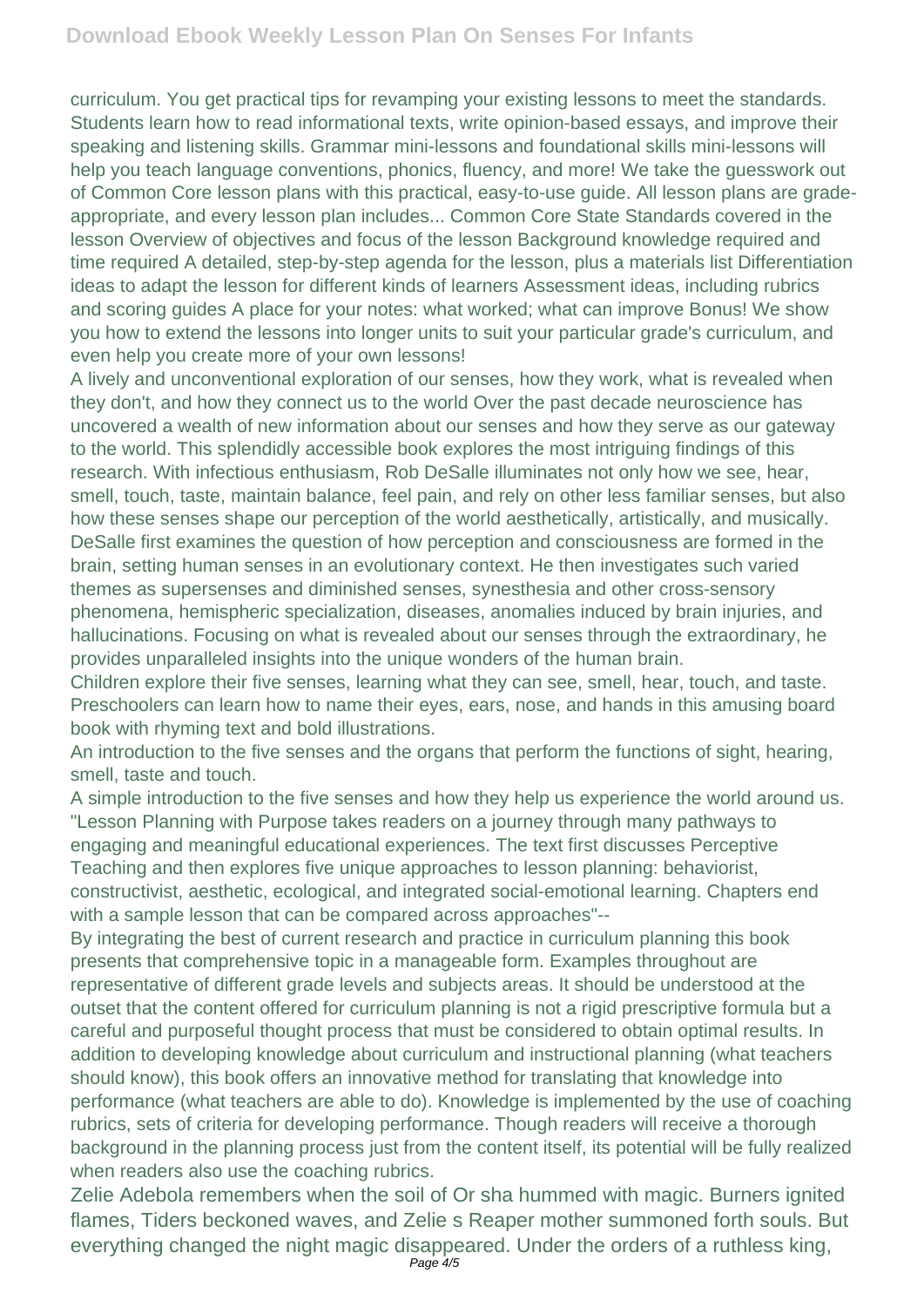curriculum. You get practical tips for revamping your existing lessons to meet the standards. Students learn how to read informational texts, write opinion-based essays, and improve their speaking and listening skills. Grammar mini-lessons and foundational skills mini-lessons will help you teach language conventions, phonics, fluency, and more! We take the guesswork out of Common Core lesson plans with this practical, easy-to-use guide. All lesson plans are grade-appropriate, and every lesson plan includes... Common Core State Standards covered in the lesson Overview of objectives and focus of the lesson Background knowledge required and time required A detailed, step-by-step agenda for the lesson, plus a materials list Differentiation ideas to adapt the lesson for different kinds of learners Assessment ideas, including rubrics and scoring guides A place for your notes: what worked; what can improve Bonus! We show you how to extend the lessons into longer units to suit your particular grade's curriculum, and even help you create more of your own lessons!

A lively and unconventional exploration of our senses, how they work, what is revealed when they don't, and how they connect us to the world Over the past decade neuroscience has uncovered a wealth of new information about our senses and how they serve as our gateway to the world. This splendidly accessible book explores the most intriguing findings of this research. With infectious enthusiasm, Rob DeSalle illuminates not only how we see, hear, smell, touch, taste, maintain balance, feel pain, and rely on other less familiar senses, but also how these senses shape our perception of the world aesthetically, artistically, and musically. DeSalle first examines the question of how perception and consciousness are formed in the brain, setting human senses in an evolutionary context. He then investigates such varied themes as supersenses and diminished senses, synesthesia and other cross-sensory phenomena, hemispheric specialization, diseases, anomalies induced by brain injuries, and hallucinations. Focusing on what is revealed about our senses through the extraordinary, he provides unparalleled insights into the unique wonders of the human brain.

Children explore their five senses, learning what they can see, smell, hear, touch, and taste. Preschoolers can learn how to name their eyes, ears, nose, and hands in this amusing board book with rhyming text and bold illustrations.

An introduction to the five senses and the organs that perform the functions of sight, hearing, smell, taste and touch.

A simple introduction to the five senses and how they help us experience the world around us.

"Lesson Planning with Purpose takes readers on a journey through many pathways to engaging and meaningful educational experiences. The text first discusses Perceptive Teaching and then explores five unique approaches to lesson planning: behaviorist, constructivist, aesthetic, ecological, and integrated social-emotional learning. Chapters end with a sample lesson that can be compared across approaches"--

By integrating the best of current research and practice in curriculum planning this book presents that comprehensive topic in a manageable form. Examples throughout are representative of different grade levels and subjects areas. It should be understood at the outset that the content offered for curriculum planning is not a rigid prescriptive formula but a careful and purposeful thought process that must be considered to obtain optimal results. In addition to developing knowledge about curriculum and instructional planning (what teachers should know), this book offers an innovative method for translating that knowledge into performance (what teachers are able to do). Knowledge is implemented by the use of coaching rubrics, sets of criteria for developing performance. Though readers will receive a thorough background in the planning process just from the content itself, its potential will be fully realized when readers also use the coaching rubrics.

Zelie Adebola remembers when the soil of Or sha hummed with magic. Burners ignited flames, Tiders beckoned waves, and Zelie s Reaper mother summoned forth souls. But everything changed the night magic disappeared. Under the orders of a ruthless king,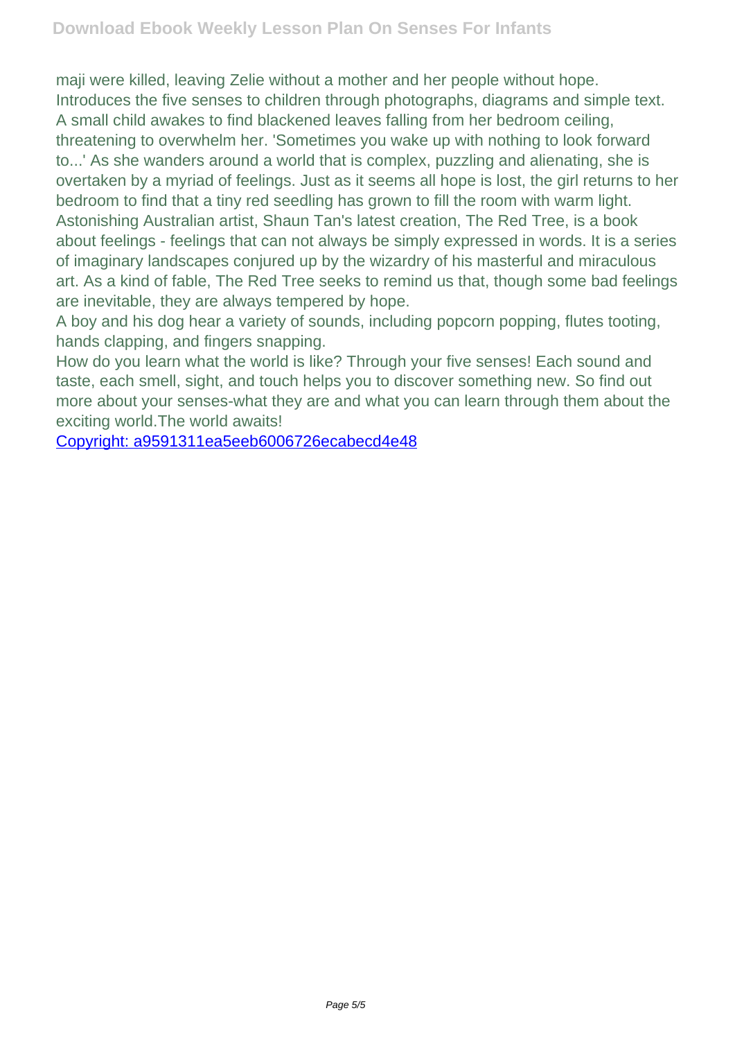maji were killed, leaving Zelie without a mother and her people without hope.
Introduces the five senses to children through photographs, diagrams and simple text.
A small child awakes to find blackened leaves falling from her bedroom ceiling, threatening to overwhelm her. 'Sometimes you wake up with nothing to look forward to...' As she wanders around a world that is complex, puzzling and alienating, she is overtaken by a myriad of feelings. Just as it seems all hope is lost, the girl returns to her bedroom to find that a tiny red seedling has grown to fill the room with warm light. Astonishing Australian artist, Shaun Tan's latest creation, The Red Tree, is a book about feelings - feelings that can not always be simply expressed in words. It is a series of imaginary landscapes conjured up by the wizardry of his masterful and miraculous art. As a kind of fable, The Red Tree seeks to remind us that, though some bad feelings are inevitable, they are always tempered by hope.
A boy and his dog hear a variety of sounds, including popcorn popping, flutes tooting, hands clapping, and fingers snapping.
How do you learn what the world is like? Through your five senses! Each sound and taste, each smell, sight, and touch helps you to discover something new. So find out more about your senses-what they are and what you can learn through them about the exciting world.The world awaits!
Copyright: a9591311ea5eeb6006726ecabecd4e48